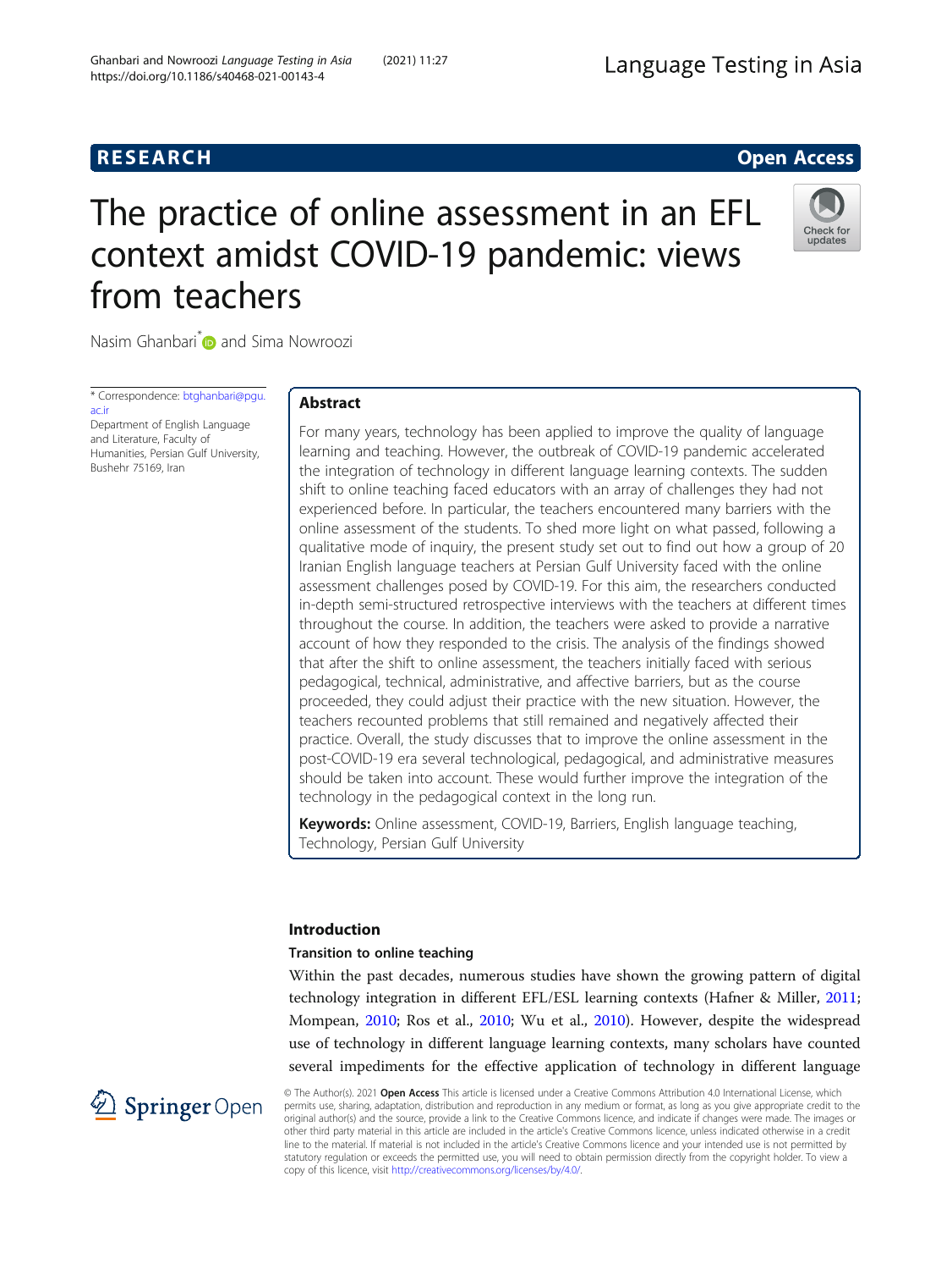RESEARCH Open Access

# The practice of online assessment in an EFL context amidst COVID-19 pandemic: views from teachers

Nasim Ghanbari* and Sima Nowroozi

\* Correspondence: btghanbari@pgu.ac.ir
Department of English Language and Literature, Faculty of Humanities, Persian Gulf University, Bushehr 75169, Iran

## Abstract

For many years, technology has been applied to improve the quality of language learning and teaching. However, the outbreak of COVID-19 pandemic accelerated the integration of technology in different language learning contexts. The sudden shift to online teaching faced educators with an array of challenges they had not experienced before. In particular, the teachers encountered many barriers with the online assessment of the students. To shed more light on what passed, following a qualitative mode of inquiry, the present study set out to find out how a group of 20 Iranian English language teachers at Persian Gulf University faced with the online assessment challenges posed by COVID-19. For this aim, the researchers conducted in-depth semi-structured retrospective interviews with the teachers at different times throughout the course. In addition, the teachers were asked to provide a narrative account of how they responded to the crisis. The analysis of the findings showed that after the shift to online assessment, the teachers initially faced with serious pedagogical, technical, administrative, and affective barriers, but as the course proceeded, they could adjust their practice with the new situation. However, the teachers recounted problems that still remained and negatively affected their practice. Overall, the study discusses that to improve the online assessment in the post-COVID-19 era several technological, pedagogical, and administrative measures should be taken into account. These would further improve the integration of the technology in the pedagogical context in the long run.

**Keywords:** Online assessment, COVID-19, Barriers, English language teaching, Technology, Persian Gulf University

## Introduction

### Transition to online teaching

Within the past decades, numerous studies have shown the growing pattern of digital technology integration in different EFL/ESL learning contexts (Hafner & Miller, 2011; Mompean, 2010; Ros et al., 2010; Wu et al., 2010). However, despite the widespread use of technology in different language learning contexts, many scholars have counted several impediments for the effective application of technology in different language

© The Author(s). 2021 **Open Access** This article is licensed under a Creative Commons Attribution 4.0 International License, which permits use, sharing, adaptation, distribution and reproduction in any medium or format, as long as you give appropriate credit to the original author(s) and the source, provide a link to the Creative Commons licence, and indicate if changes were made. The images or other third party material in this article are included in the article's Creative Commons licence, unless indicated otherwise in a credit line to the material. If material is not included in the article's Creative Commons licence and your intended use is not permitted by statutory regulation or exceeds the permitted use, you will need to obtain permission directly from the copyright holder. To view a copy of this licence, visit http://creativecommons.org/licenses/by/4.0/.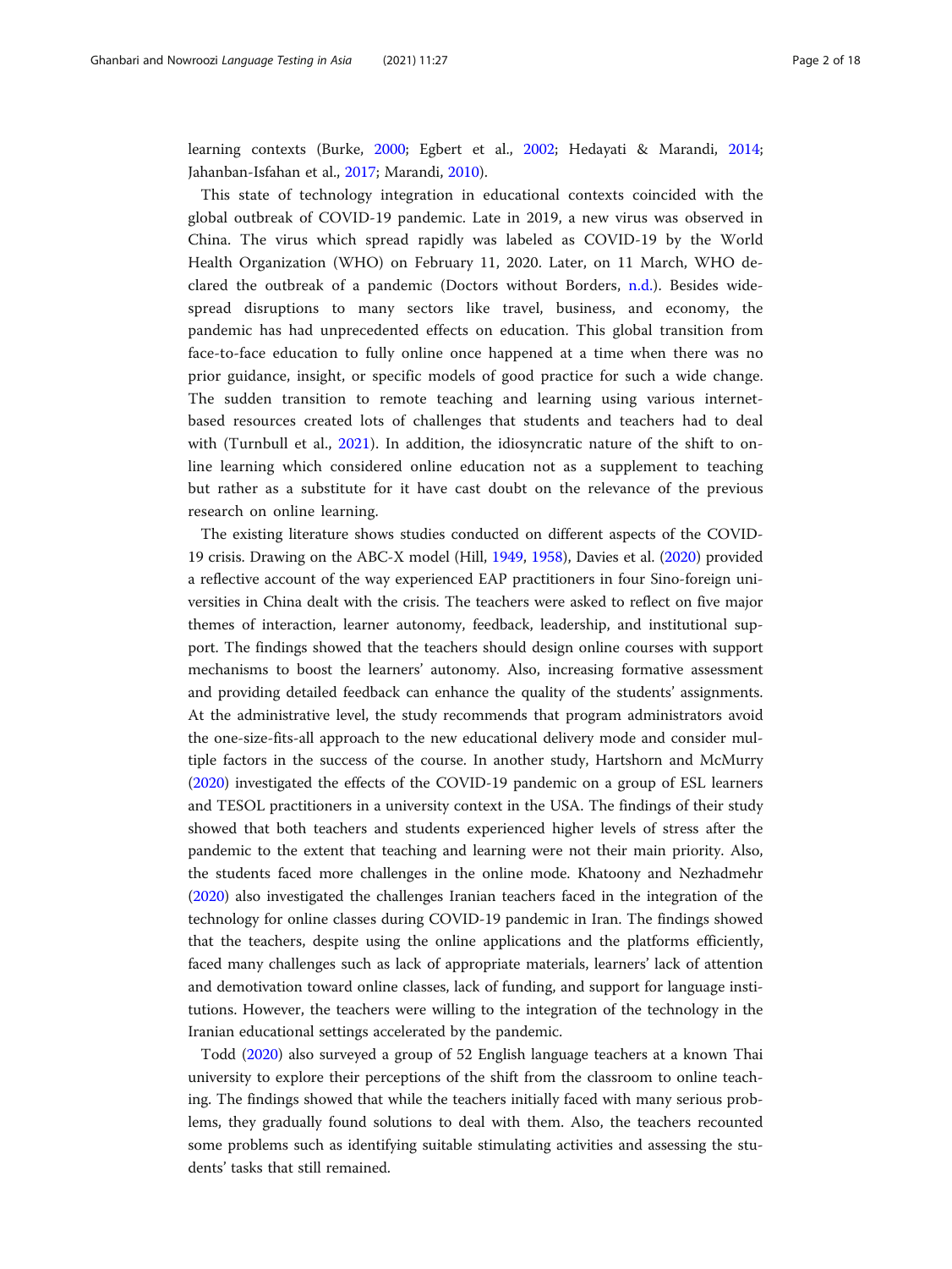learning contexts (Burke, 2000; Egbert et al., 2002; Hedayati & Marandi, 2014; Jahanban-Isfahan et al., 2017; Marandi, 2010).

This state of technology integration in educational contexts coincided with the global outbreak of COVID-19 pandemic. Late in 2019, a new virus was observed in China. The virus which spread rapidly was labeled as COVID-19 by the World Health Organization (WHO) on February 11, 2020. Later, on 11 March, WHO declared the outbreak of a pandemic (Doctors without Borders, n.d.). Besides widespread disruptions to many sectors like travel, business, and economy, the pandemic has had unprecedented effects on education. This global transition from face-to-face education to fully online once happened at a time when there was no prior guidance, insight, or specific models of good practice for such a wide change. The sudden transition to remote teaching and learning using various internet-based resources created lots of challenges that students and teachers had to deal with (Turnbull et al., 2021). In addition, the idiosyncratic nature of the shift to online learning which considered online education not as a supplement to teaching but rather as a substitute for it have cast doubt on the relevance of the previous research on online learning.

The existing literature shows studies conducted on different aspects of the COVID-19 crisis. Drawing on the ABC-X model (Hill, 1949, 1958), Davies et al. (2020) provided a reflective account of the way experienced EAP practitioners in four Sino-foreign universities in China dealt with the crisis. The teachers were asked to reflect on five major themes of interaction, learner autonomy, feedback, leadership, and institutional support. The findings showed that the teachers should design online courses with support mechanisms to boost the learners' autonomy. Also, increasing formative assessment and providing detailed feedback can enhance the quality of the students' assignments. At the administrative level, the study recommends that program administrators avoid the one-size-fits-all approach to the new educational delivery mode and consider multiple factors in the success of the course. In another study, Hartshorn and McMurry (2020) investigated the effects of the COVID-19 pandemic on a group of ESL learners and TESOL practitioners in a university context in the USA. The findings of their study showed that both teachers and students experienced higher levels of stress after the pandemic to the extent that teaching and learning were not their main priority. Also, the students faced more challenges in the online mode. Khatoony and Nezhadmehr (2020) also investigated the challenges Iranian teachers faced in the integration of the technology for online classes during COVID-19 pandemic in Iran. The findings showed that the teachers, despite using the online applications and the platforms efficiently, faced many challenges such as lack of appropriate materials, learners' lack of attention and demotivation toward online classes, lack of funding, and support for language institutions. However, the teachers were willing to the integration of the technology in the Iranian educational settings accelerated by the pandemic.

Todd (2020) also surveyed a group of 52 English language teachers at a known Thai university to explore their perceptions of the shift from the classroom to online teaching. The findings showed that while the teachers initially faced with many serious problems, they gradually found solutions to deal with them. Also, the teachers recounted some problems such as identifying suitable stimulating activities and assessing the students' tasks that still remained.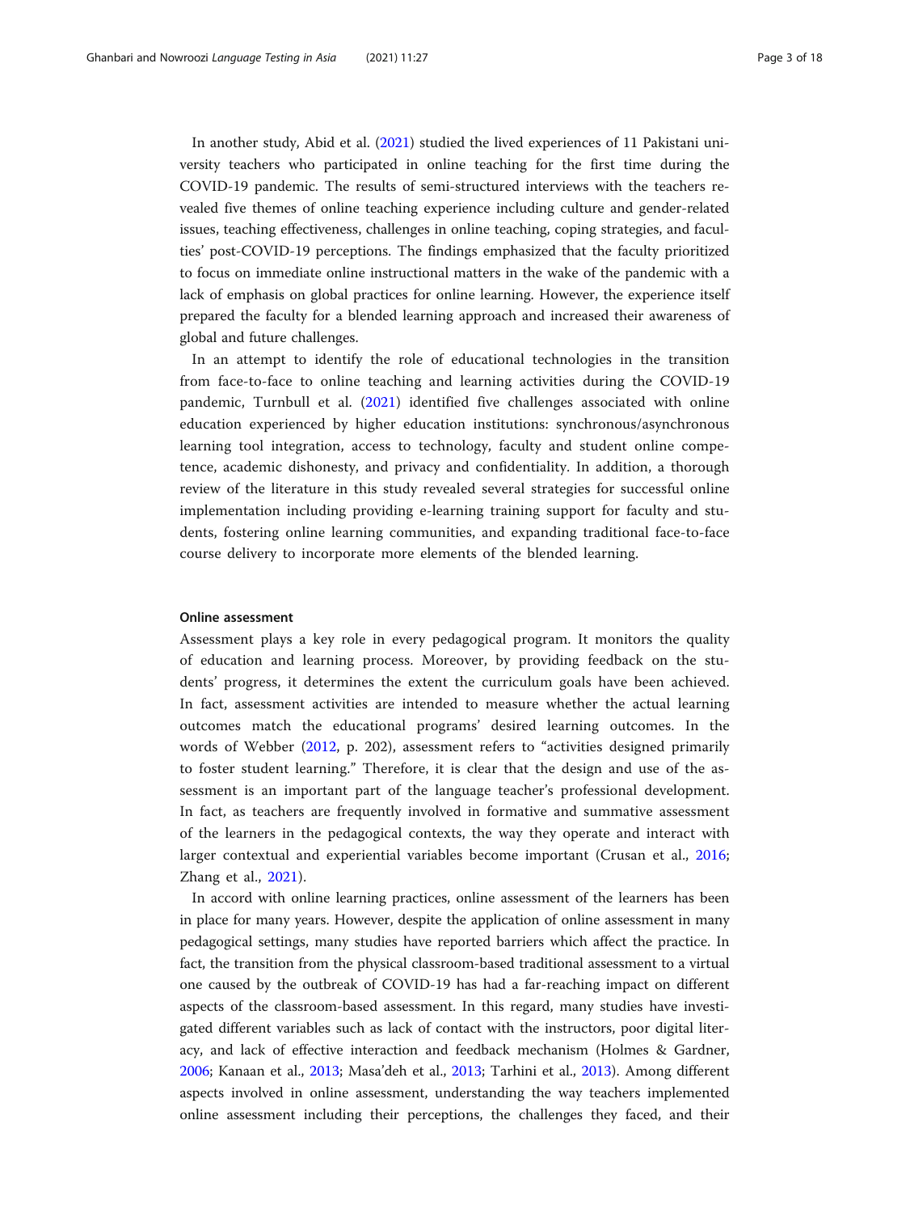In another study, Abid et al. (2021) studied the lived experiences of 11 Pakistani university teachers who participated in online teaching for the first time during the COVID-19 pandemic. The results of semi-structured interviews with the teachers revealed five themes of online teaching experience including culture and gender-related issues, teaching effectiveness, challenges in online teaching, coping strategies, and faculties' post-COVID-19 perceptions. The findings emphasized that the faculty prioritized to focus on immediate online instructional matters in the wake of the pandemic with a lack of emphasis on global practices for online learning. However, the experience itself prepared the faculty for a blended learning approach and increased their awareness of global and future challenges.

In an attempt to identify the role of educational technologies in the transition from face-to-face to online teaching and learning activities during the COVID-19 pandemic, Turnbull et al. (2021) identified five challenges associated with online education experienced by higher education institutions: synchronous/asynchronous learning tool integration, access to technology, faculty and student online competence, academic dishonesty, and privacy and confidentiality. In addition, a thorough review of the literature in this study revealed several strategies for successful online implementation including providing e-learning training support for faculty and students, fostering online learning communities, and expanding traditional face-to-face course delivery to incorporate more elements of the blended learning.

### Online assessment

Assessment plays a key role in every pedagogical program. It monitors the quality of education and learning process. Moreover, by providing feedback on the students' progress, it determines the extent the curriculum goals have been achieved. In fact, assessment activities are intended to measure whether the actual learning outcomes match the educational programs' desired learning outcomes. In the words of Webber (2012, p. 202), assessment refers to "activities designed primarily to foster student learning." Therefore, it is clear that the design and use of the assessment is an important part of the language teacher's professional development. In fact, as teachers are frequently involved in formative and summative assessment of the learners in the pedagogical contexts, the way they operate and interact with larger contextual and experiential variables become important (Crusan et al., 2016; Zhang et al., 2021).

In accord with online learning practices, online assessment of the learners has been in place for many years. However, despite the application of online assessment in many pedagogical settings, many studies have reported barriers which affect the practice. In fact, the transition from the physical classroom-based traditional assessment to a virtual one caused by the outbreak of COVID-19 has had a far-reaching impact on different aspects of the classroom-based assessment. In this regard, many studies have investigated different variables such as lack of contact with the instructors, poor digital literacy, and lack of effective interaction and feedback mechanism (Holmes & Gardner, 2006; Kanaan et al., 2013; Masa'deh et al., 2013; Tarhini et al., 2013). Among different aspects involved in online assessment, understanding the way teachers implemented online assessment including their perceptions, the challenges they faced, and their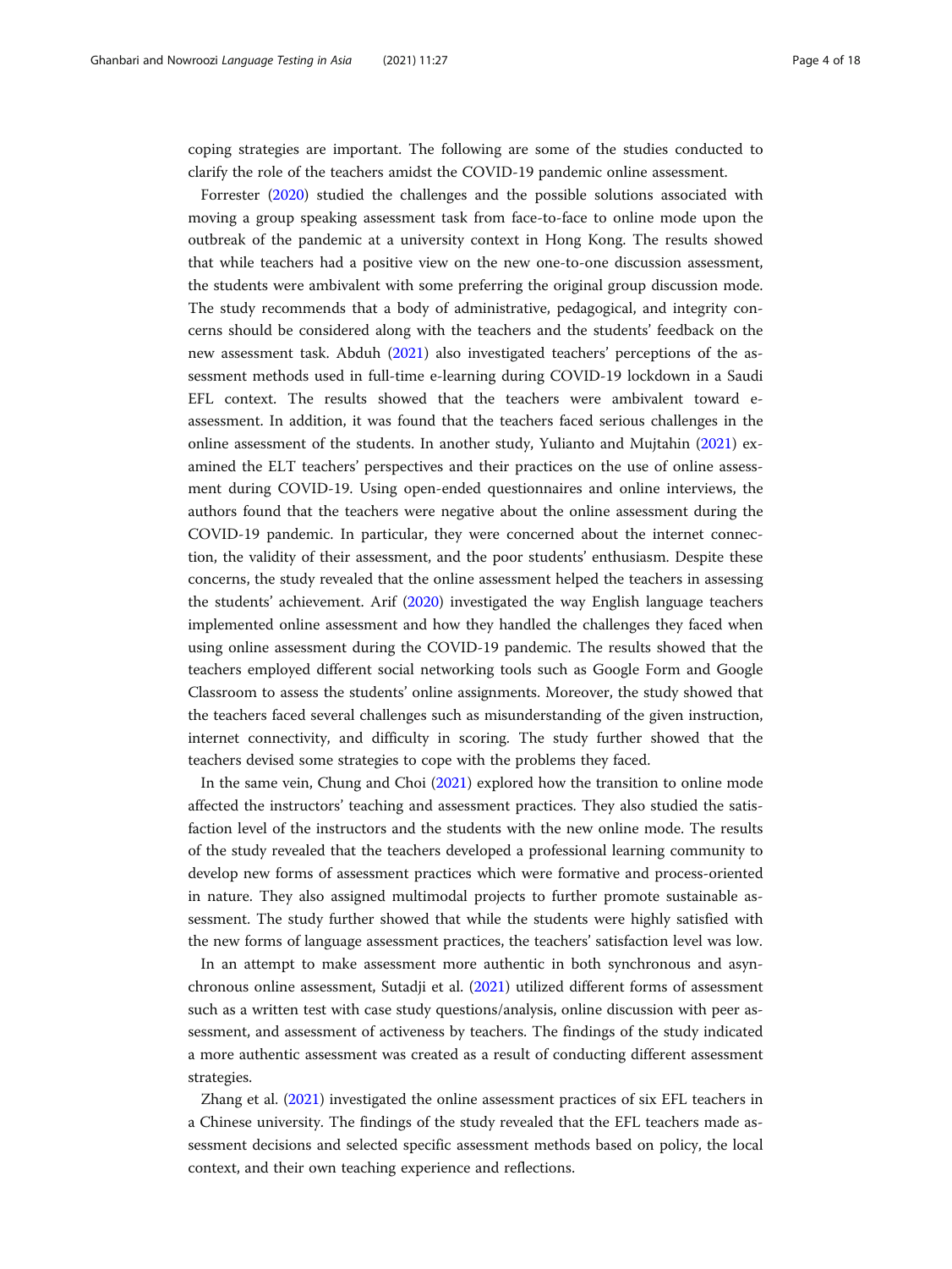coping strategies are important. The following are some of the studies conducted to clarify the role of the teachers amidst the COVID-19 pandemic online assessment.

Forrester (2020) studied the challenges and the possible solutions associated with moving a group speaking assessment task from face-to-face to online mode upon the outbreak of the pandemic at a university context in Hong Kong. The results showed that while teachers had a positive view on the new one-to-one discussion assessment, the students were ambivalent with some preferring the original group discussion mode. The study recommends that a body of administrative, pedagogical, and integrity concerns should be considered along with the teachers and the students' feedback on the new assessment task. Abduh (2021) also investigated teachers' perceptions of the assessment methods used in full-time e-learning during COVID-19 lockdown in a Saudi EFL context. The results showed that the teachers were ambivalent toward e-assessment. In addition, it was found that the teachers faced serious challenges in the online assessment of the students. In another study, Yulianto and Mujtahin (2021) examined the ELT teachers' perspectives and their practices on the use of online assessment during COVID-19. Using open-ended questionnaires and online interviews, the authors found that the teachers were negative about the online assessment during the COVID-19 pandemic. In particular, they were concerned about the internet connection, the validity of their assessment, and the poor students' enthusiasm. Despite these concerns, the study revealed that the online assessment helped the teachers in assessing the students' achievement. Arif (2020) investigated the way English language teachers implemented online assessment and how they handled the challenges they faced when using online assessment during the COVID-19 pandemic. The results showed that the teachers employed different social networking tools such as Google Form and Google Classroom to assess the students' online assignments. Moreover, the study showed that the teachers faced several challenges such as misunderstanding of the given instruction, internet connectivity, and difficulty in scoring. The study further showed that the teachers devised some strategies to cope with the problems they faced.

In the same vein, Chung and Choi (2021) explored how the transition to online mode affected the instructors' teaching and assessment practices. They also studied the satisfaction level of the instructors and the students with the new online mode. The results of the study revealed that the teachers developed a professional learning community to develop new forms of assessment practices which were formative and process-oriented in nature. They also assigned multimodal projects to further promote sustainable assessment. The study further showed that while the students were highly satisfied with the new forms of language assessment practices, the teachers' satisfaction level was low.

In an attempt to make assessment more authentic in both synchronous and asynchronous online assessment, Sutadji et al. (2021) utilized different forms of assessment such as a written test with case study questions/analysis, online discussion with peer assessment, and assessment of activeness by teachers. The findings of the study indicated a more authentic assessment was created as a result of conducting different assessment strategies.

Zhang et al. (2021) investigated the online assessment practices of six EFL teachers in a Chinese university. The findings of the study revealed that the EFL teachers made assessment decisions and selected specific assessment methods based on policy, the local context, and their own teaching experience and reflections.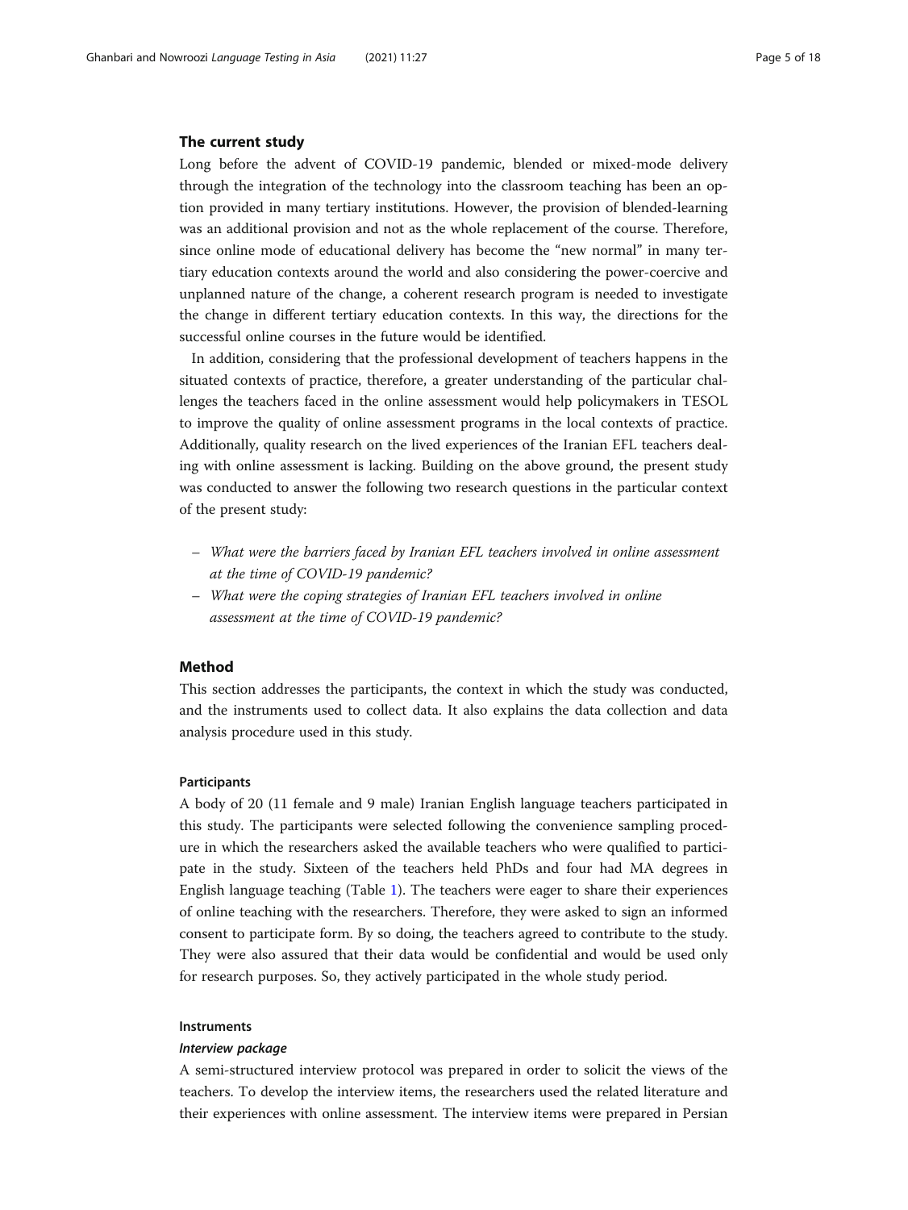## The current study

Long before the advent of COVID-19 pandemic, blended or mixed-mode delivery through the integration of the technology into the classroom teaching has been an option provided in many tertiary institutions. However, the provision of blended-learning was an additional provision and not as the whole replacement of the course. Therefore, since online mode of educational delivery has become the "new normal" in many tertiary education contexts around the world and also considering the power-coercive and unplanned nature of the change, a coherent research program is needed to investigate the change in different tertiary education contexts. In this way, the directions for the successful online courses in the future would be identified.

In addition, considering that the professional development of teachers happens in the situated contexts of practice, therefore, a greater understanding of the particular challenges the teachers faced in the online assessment would help policymakers in TESOL to improve the quality of online assessment programs in the local contexts of practice. Additionally, quality research on the lived experiences of the Iranian EFL teachers dealing with online assessment is lacking. Building on the above ground, the present study was conducted to answer the following two research questions in the particular context of the present study:

- *What were the barriers faced by Iranian EFL teachers involved in online assessment at the time of COVID-19 pandemic?*
- *What were the coping strategies of Iranian EFL teachers involved in online assessment at the time of COVID-19 pandemic?*

## Method

This section addresses the participants, the context in which the study was conducted, and the instruments used to collect data. It also explains the data collection and data analysis procedure used in this study.

### Participants

A body of 20 (11 female and 9 male) Iranian English language teachers participated in this study. The participants were selected following the convenience sampling procedure in which the researchers asked the available teachers who were qualified to participate in the study. Sixteen of the teachers held PhDs and four had MA degrees in English language teaching (Table 1). The teachers were eager to share their experiences of online teaching with the researchers. Therefore, they were asked to sign an informed consent to participate form. By so doing, the teachers agreed to contribute to the study. They were also assured that their data would be confidential and would be used only for research purposes. So, they actively participated in the whole study period.

### Instruments

#### *Interview package*

A semi-structured interview protocol was prepared in order to solicit the views of the teachers. To develop the interview items, the researchers used the related literature and their experiences with online assessment. The interview items were prepared in Persian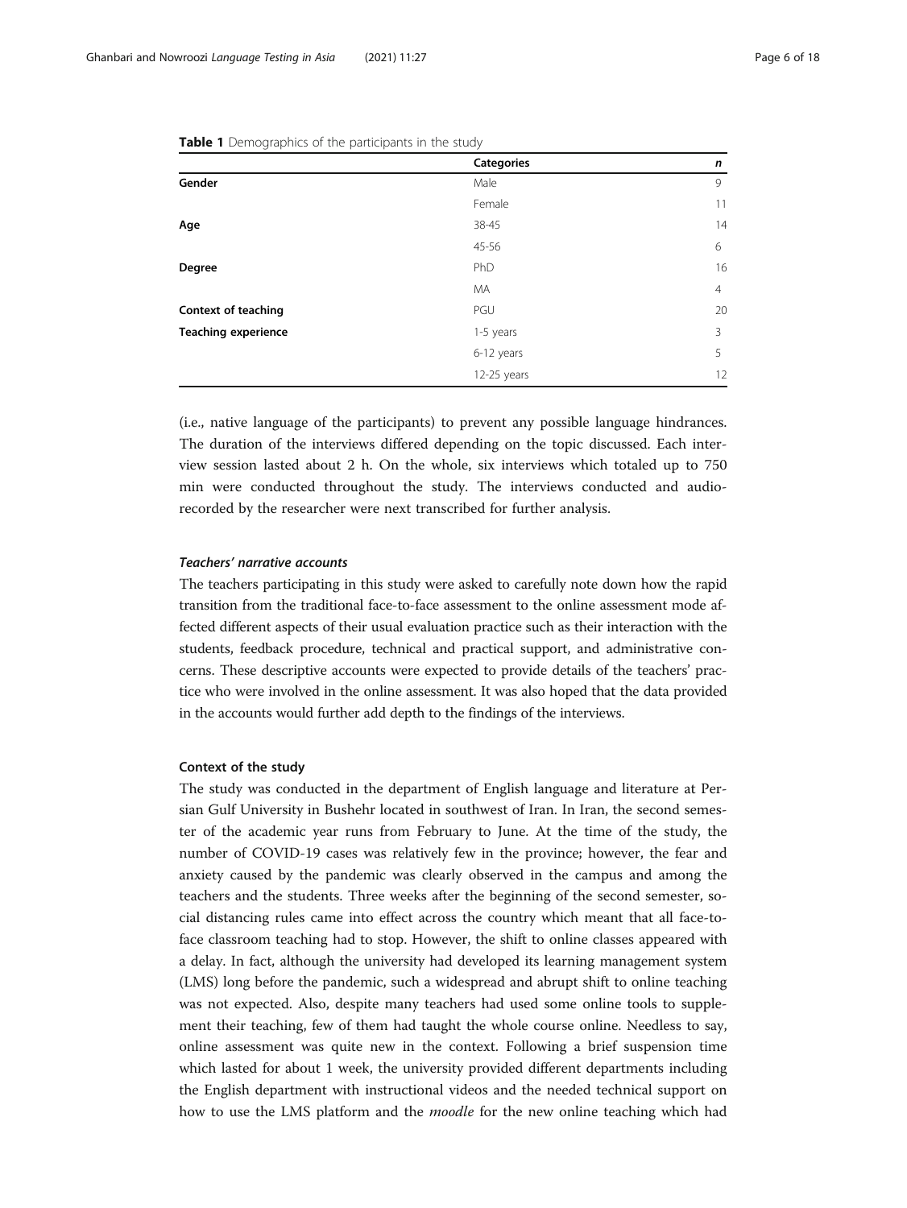**Table 1** Demographics of the participants in the study

| | Categories | n |
|---|---|---|
| **Gender** | Male | 9 |
| | Female | 11 |
| **Age** | 38-45 | 14 |
| | 45-56 | 6 |
| **Degree** | PhD | 16 |
| | MA | 4 |
| **Context of teaching** | PGU | 20 |
| **Teaching experience** | 1-5 years | 3 |
| | 6-12 years | 5 |
| | 12-25 years | 12 |

(i.e., native language of the participants) to prevent any possible language hindrances. The duration of the interviews differed depending on the topic discussed. Each interview session lasted about 2 h. On the whole, six interviews which totaled up to 750 min were conducted throughout the study. The interviews conducted and audio-recorded by the researcher were next transcribed for further analysis.

#### *Teachers' narrative accounts*

The teachers participating in this study were asked to carefully note down how the rapid transition from the traditional face-to-face assessment to the online assessment mode affected different aspects of their usual evaluation practice such as their interaction with the students, feedback procedure, technical and practical support, and administrative concerns. These descriptive accounts were expected to provide details of the teachers' practice who were involved in the online assessment. It was also hoped that the data provided in the accounts would further add depth to the findings of the interviews.

### Context of the study

The study was conducted in the department of English language and literature at Persian Gulf University in Bushehr located in southwest of Iran. In Iran, the second semester of the academic year runs from February to June. At the time of the study, the number of COVID-19 cases was relatively few in the province; however, the fear and anxiety caused by the pandemic was clearly observed in the campus and among the teachers and the students. Three weeks after the beginning of the second semester, social distancing rules came into effect across the country which meant that all face-to-face classroom teaching had to stop. However, the shift to online classes appeared with a delay. In fact, although the university had developed its learning management system (LMS) long before the pandemic, such a widespread and abrupt shift to online teaching was not expected. Also, despite many teachers had used some online tools to supplement their teaching, few of them had taught the whole course online. Needless to say, online assessment was quite new in the context. Following a brief suspension time which lasted for about 1 week, the university provided different departments including the English department with instructional videos and the needed technical support on how to use the LMS platform and the *moodle* for the new online teaching which had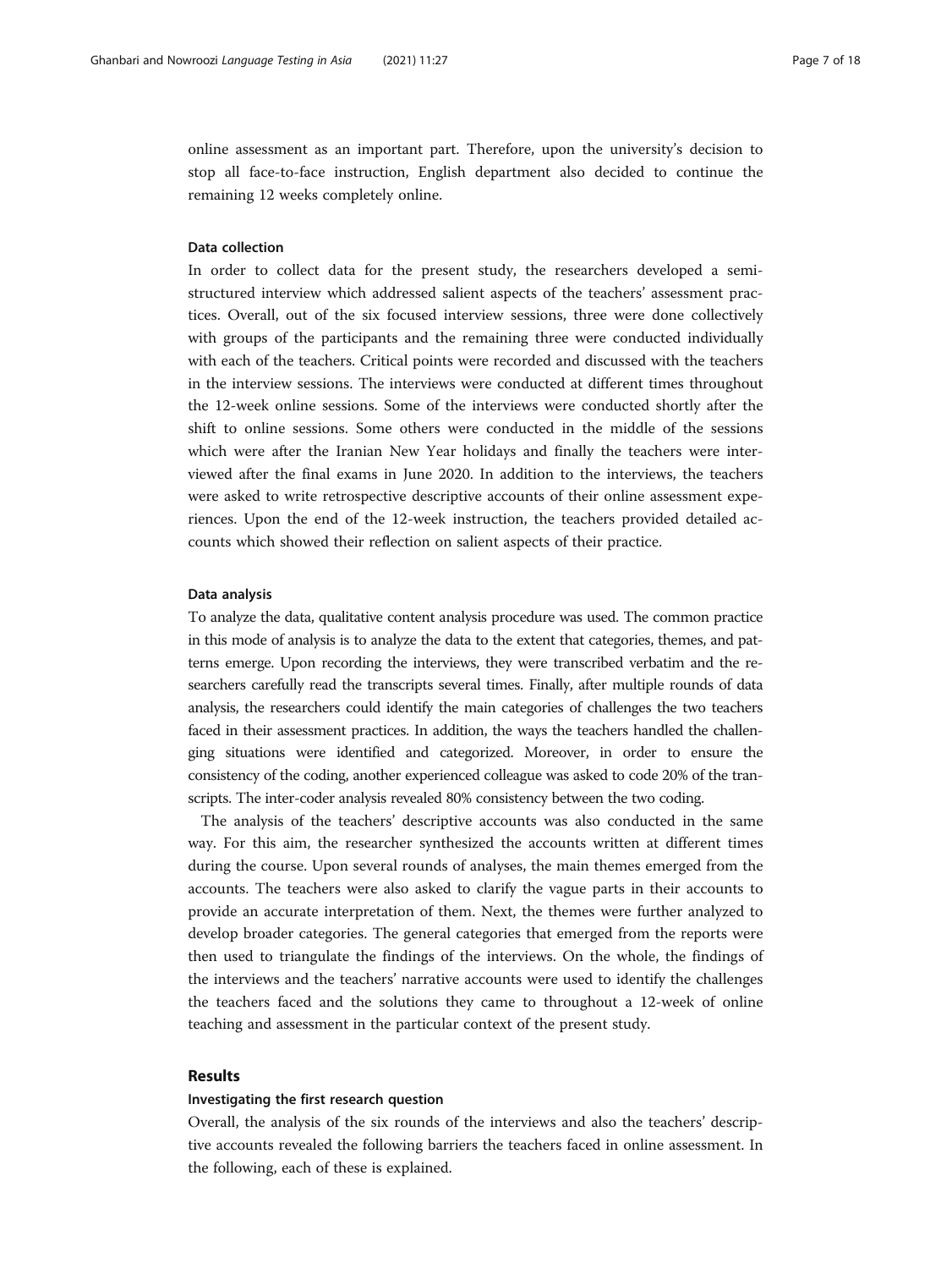online assessment as an important part. Therefore, upon the university's decision to stop all face-to-face instruction, English department also decided to continue the remaining 12 weeks completely online.

### Data collection

In order to collect data for the present study, the researchers developed a semi-structured interview which addressed salient aspects of the teachers' assessment practices. Overall, out of the six focused interview sessions, three were done collectively with groups of the participants and the remaining three were conducted individually with each of the teachers. Critical points were recorded and discussed with the teachers in the interview sessions. The interviews were conducted at different times throughout the 12-week online sessions. Some of the interviews were conducted shortly after the shift to online sessions. Some others were conducted in the middle of the sessions which were after the Iranian New Year holidays and finally the teachers were interviewed after the final exams in June 2020. In addition to the interviews, the teachers were asked to write retrospective descriptive accounts of their online assessment experiences. Upon the end of the 12-week instruction, the teachers provided detailed accounts which showed their reflection on salient aspects of their practice.

### Data analysis

To analyze the data, qualitative content analysis procedure was used. The common practice in this mode of analysis is to analyze the data to the extent that categories, themes, and patterns emerge. Upon recording the interviews, they were transcribed verbatim and the researchers carefully read the transcripts several times. Finally, after multiple rounds of data analysis, the researchers could identify the main categories of challenges the two teachers faced in their assessment practices. In addition, the ways the teachers handled the challenging situations were identified and categorized. Moreover, in order to ensure the consistency of the coding, another experienced colleague was asked to code 20% of the transcripts. The inter-coder analysis revealed 80% consistency between the two coding.

The analysis of the teachers' descriptive accounts was also conducted in the same way. For this aim, the researcher synthesized the accounts written at different times during the course. Upon several rounds of analyses, the main themes emerged from the accounts. The teachers were also asked to clarify the vague parts in their accounts to provide an accurate interpretation of them. Next, the themes were further analyzed to develop broader categories. The general categories that emerged from the reports were then used to triangulate the findings of the interviews. On the whole, the findings of the interviews and the teachers' narrative accounts were used to identify the challenges the teachers faced and the solutions they came to throughout a 12-week of online teaching and assessment in the particular context of the present study.

## Results

### Investigating the first research question

Overall, the analysis of the six rounds of the interviews and also the teachers' descriptive accounts revealed the following barriers the teachers faced in online assessment. In the following, each of these is explained.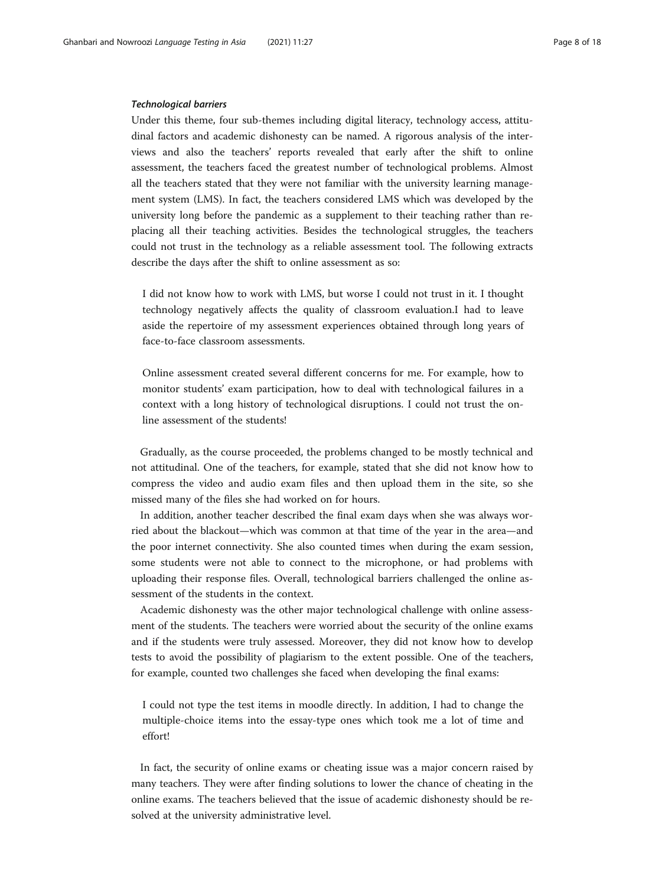### *Technological barriers*

Under this theme, four sub-themes including digital literacy, technology access, attitudinal factors and academic dishonesty can be named. A rigorous analysis of the interviews and also the teachers' reports revealed that early after the shift to online assessment, the teachers faced the greatest number of technological problems. Almost all the teachers stated that they were not familiar with the university learning management system (LMS). In fact, the teachers considered LMS which was developed by the university long before the pandemic as a supplement to their teaching rather than replacing all their teaching activities. Besides the technological struggles, the teachers could not trust in the technology as a reliable assessment tool. The following extracts describe the days after the shift to online assessment as so:

> I did not know how to work with LMS, but worse I could not trust in it. I thought technology negatively affects the quality of classroom evaluation.I had to leave aside the repertoire of my assessment experiences obtained through long years of face-to-face classroom assessments.

> Online assessment created several different concerns for me. For example, how to monitor students' exam participation, how to deal with technological failures in a context with a long history of technological disruptions. I could not trust the online assessment of the students!

Gradually, as the course proceeded, the problems changed to be mostly technical and not attitudinal. One of the teachers, for example, stated that she did not know how to compress the video and audio exam files and then upload them in the site, so she missed many of the files she had worked on for hours.

In addition, another teacher described the final exam days when she was always worried about the blackout—which was common at that time of the year in the area—and the poor internet connectivity. She also counted times when during the exam session, some students were not able to connect to the microphone, or had problems with uploading their response files. Overall, technological barriers challenged the online assessment of the students in the context.

Academic dishonesty was the other major technological challenge with online assessment of the students. The teachers were worried about the security of the online exams and if the students were truly assessed. Moreover, they did not know how to develop tests to avoid the possibility of plagiarism to the extent possible. One of the teachers, for example, counted two challenges she faced when developing the final exams:

> I could not type the test items in moodle directly. In addition, I had to change the multiple-choice items into the essay-type ones which took me a lot of time and effort!

In fact, the security of online exams or cheating issue was a major concern raised by many teachers. They were after finding solutions to lower the chance of cheating in the online exams. The teachers believed that the issue of academic dishonesty should be resolved at the university administrative level.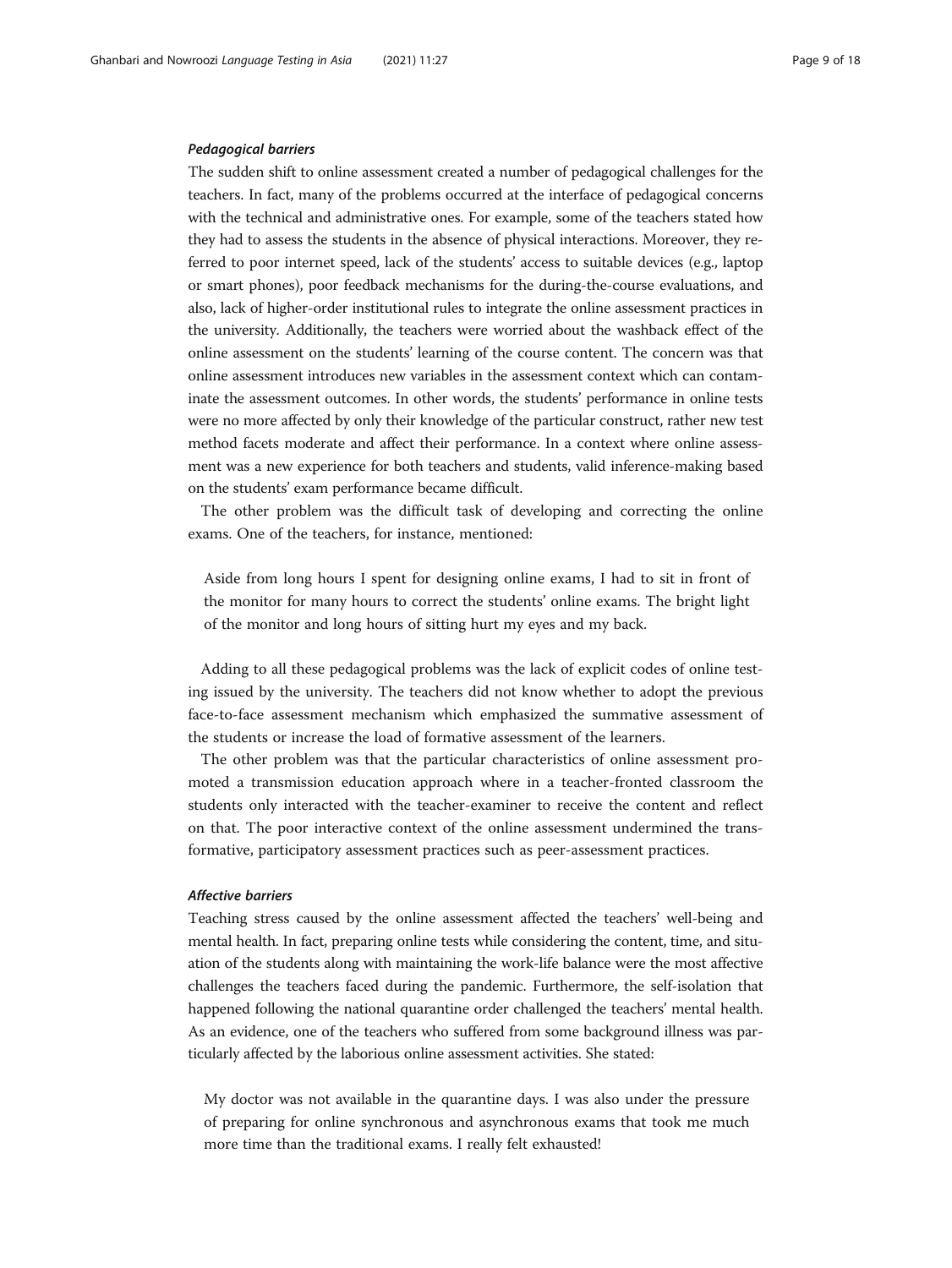#### *Pedagogical barriers*

The sudden shift to online assessment created a number of pedagogical challenges for the teachers. In fact, many of the problems occurred at the interface of pedagogical concerns with the technical and administrative ones. For example, some of the teachers stated how they had to assess the students in the absence of physical interactions. Moreover, they referred to poor internet speed, lack of the students' access to suitable devices (e.g., laptop or smart phones), poor feedback mechanisms for the during-the-course evaluations, and also, lack of higher-order institutional rules to integrate the online assessment practices in the university. Additionally, the teachers were worried about the washback effect of the online assessment on the students' learning of the course content. The concern was that online assessment introduces new variables in the assessment context which can contaminate the assessment outcomes. In other words, the students' performance in online tests were no more affected by only their knowledge of the particular construct, rather new test method facets moderate and affect their performance. In a context where online assessment was a new experience for both teachers and students, valid inference-making based on the students' exam performance became difficult.

The other problem was the difficult task of developing and correcting the online exams. One of the teachers, for instance, mentioned:

> Aside from long hours I spent for designing online exams, I had to sit in front of the monitor for many hours to correct the students' online exams. The bright light of the monitor and long hours of sitting hurt my eyes and my back.

Adding to all these pedagogical problems was the lack of explicit codes of online testing issued by the university. The teachers did not know whether to adopt the previous face-to-face assessment mechanism which emphasized the summative assessment of the students or increase the load of formative assessment of the learners.

The other problem was that the particular characteristics of online assessment promoted a transmission education approach where in a teacher-fronted classroom the students only interacted with the teacher-examiner to receive the content and reflect on that. The poor interactive context of the online assessment undermined the transformative, participatory assessment practices such as peer-assessment practices.

#### *Affective barriers*

Teaching stress caused by the online assessment affected the teachers' well-being and mental health. In fact, preparing online tests while considering the content, time, and situation of the students along with maintaining the work-life balance were the most affective challenges the teachers faced during the pandemic. Furthermore, the self-isolation that happened following the national quarantine order challenged the teachers' mental health. As an evidence, one of the teachers who suffered from some background illness was particularly affected by the laborious online assessment activities. She stated:

> My doctor was not available in the quarantine days. I was also under the pressure of preparing for online synchronous and asynchronous exams that took me much more time than the traditional exams. I really felt exhausted!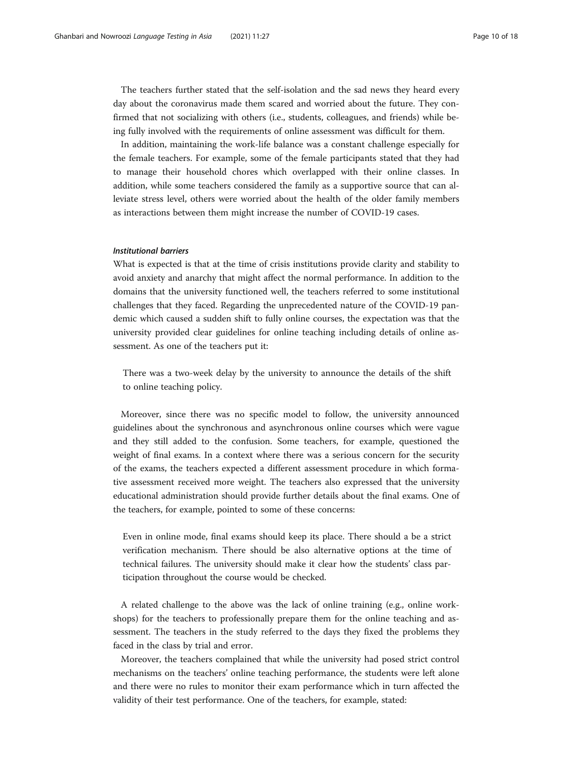The teachers further stated that the self-isolation and the sad news they heard every day about the coronavirus made them scared and worried about the future. They confirmed that not socializing with others (i.e., students, colleagues, and friends) while being fully involved with the requirements of online assessment was difficult for them.

In addition, maintaining the work-life balance was a constant challenge especially for the female teachers. For example, some of the female participants stated that they had to manage their household chores which overlapped with their online classes. In addition, while some teachers considered the family as a supportive source that can alleviate stress level, others were worried about the health of the older family members as interactions between them might increase the number of COVID-19 cases.

#### *Institutional barriers*

What is expected is that at the time of crisis institutions provide clarity and stability to avoid anxiety and anarchy that might affect the normal performance. In addition to the domains that the university functioned well, the teachers referred to some institutional challenges that they faced. Regarding the unprecedented nature of the COVID-19 pandemic which caused a sudden shift to fully online courses, the expectation was that the university provided clear guidelines for online teaching including details of online assessment. As one of the teachers put it:

> There was a two-week delay by the university to announce the details of the shift to online teaching policy.

Moreover, since there was no specific model to follow, the university announced guidelines about the synchronous and asynchronous online courses which were vague and they still added to the confusion. Some teachers, for example, questioned the weight of final exams. In a context where there was a serious concern for the security of the exams, the teachers expected a different assessment procedure in which formative assessment received more weight. The teachers also expressed that the university educational administration should provide further details about the final exams. One of the teachers, for example, pointed to some of these concerns:

> Even in online mode, final exams should keep its place. There should a be a strict verification mechanism. There should be also alternative options at the time of technical failures. The university should make it clear how the students' class participation throughout the course would be checked.

A related challenge to the above was the lack of online training (e.g., online workshops) for the teachers to professionally prepare them for the online teaching and assessment. The teachers in the study referred to the days they fixed the problems they faced in the class by trial and error.

Moreover, the teachers complained that while the university had posed strict control mechanisms on the teachers' online teaching performance, the students were left alone and there were no rules to monitor their exam performance which in turn affected the validity of their test performance. One of the teachers, for example, stated: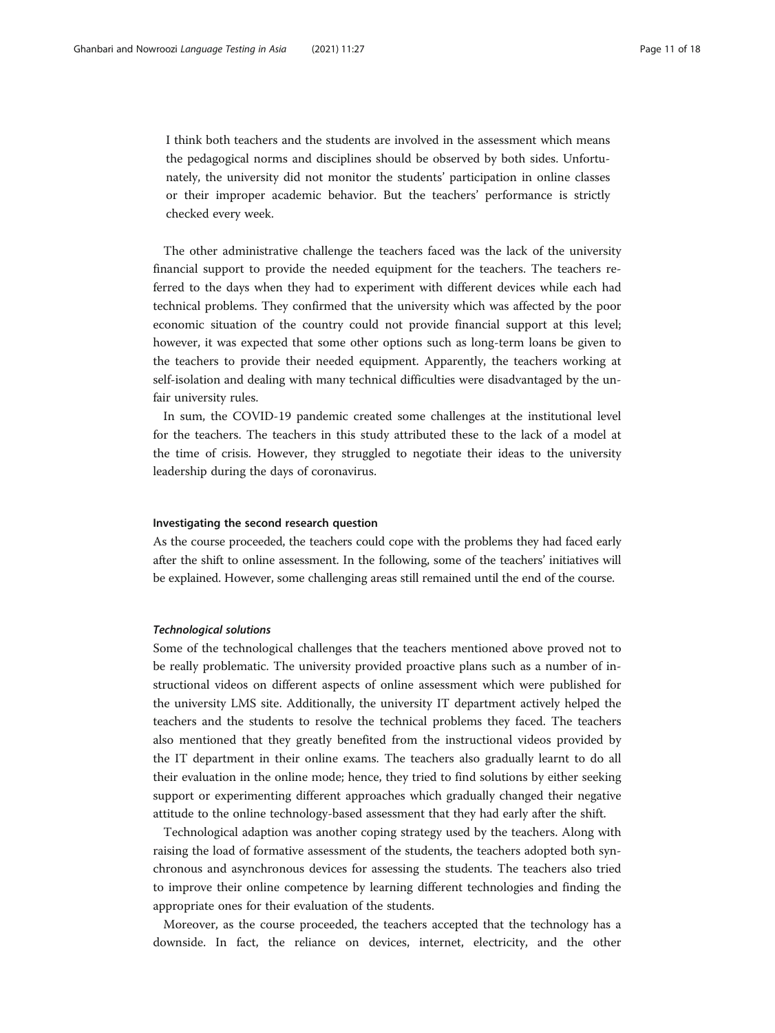> I think both teachers and the students are involved in the assessment which means the pedagogical norms and disciplines should be observed by both sides. Unfortunately, the university did not monitor the students' participation in online classes or their improper academic behavior. But the teachers' performance is strictly checked every week.

The other administrative challenge the teachers faced was the lack of the university financial support to provide the needed equipment for the teachers. The teachers referred to the days when they had to experiment with different devices while each had technical problems. They confirmed that the university which was affected by the poor economic situation of the country could not provide financial support at this level; however, it was expected that some other options such as long-term loans be given to the teachers to provide their needed equipment. Apparently, the teachers working at self-isolation and dealing with many technical difficulties were disadvantaged by the unfair university rules.

In sum, the COVID-19 pandemic created some challenges at the institutional level for the teachers. The teachers in this study attributed these to the lack of a model at the time of crisis. However, they struggled to negotiate their ideas to the university leadership during the days of coronavirus.

### Investigating the second research question

As the course proceeded, the teachers could cope with the problems they had faced early after the shift to online assessment. In the following, some of the teachers' initiatives will be explained. However, some challenging areas still remained until the end of the course.

#### *Technological solutions*

Some of the technological challenges that the teachers mentioned above proved not to be really problematic. The university provided proactive plans such as a number of instructional videos on different aspects of online assessment which were published for the university LMS site. Additionally, the university IT department actively helped the teachers and the students to resolve the technical problems they faced. The teachers also mentioned that they greatly benefited from the instructional videos provided by the IT department in their online exams. The teachers also gradually learnt to do all their evaluation in the online mode; hence, they tried to find solutions by either seeking support or experimenting different approaches which gradually changed their negative attitude to the online technology-based assessment that they had early after the shift.

Technological adaption was another coping strategy used by the teachers. Along with raising the load of formative assessment of the students, the teachers adopted both synchronous and asynchronous devices for assessing the students. The teachers also tried to improve their online competence by learning different technologies and finding the appropriate ones for their evaluation of the students.

Moreover, as the course proceeded, the teachers accepted that the technology has a downside. In fact, the reliance on devices, internet, electricity, and the other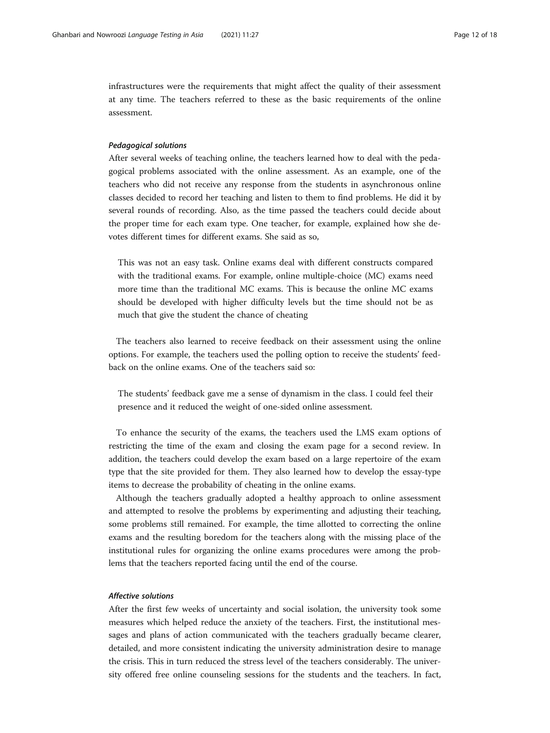infrastructures were the requirements that might affect the quality of their assessment at any time. The teachers referred to these as the basic requirements of the online assessment.

#### *Pedagogical solutions*

After several weeks of teaching online, the teachers learned how to deal with the pedagogical problems associated with the online assessment. As an example, one of the teachers who did not receive any response from the students in asynchronous online classes decided to record her teaching and listen to them to find problems. He did it by several rounds of recording. Also, as the time passed the teachers could decide about the proper time for each exam type. One teacher, for example, explained how she devotes different times for different exams. She said as so,

> This was not an easy task. Online exams deal with different constructs compared with the traditional exams. For example, online multiple-choice (MC) exams need more time than the traditional MC exams. This is because the online MC exams should be developed with higher difficulty levels but the time should not be as much that give the student the chance of cheating

The teachers also learned to receive feedback on their assessment using the online options. For example, the teachers used the polling option to receive the students' feedback on the online exams. One of the teachers said so:

> The students' feedback gave me a sense of dynamism in the class. I could feel their presence and it reduced the weight of one-sided online assessment.

To enhance the security of the exams, the teachers used the LMS exam options of restricting the time of the exam and closing the exam page for a second review. In addition, the teachers could develop the exam based on a large repertoire of the exam type that the site provided for them. They also learned how to develop the essay-type items to decrease the probability of cheating in the online exams.

Although the teachers gradually adopted a healthy approach to online assessment and attempted to resolve the problems by experimenting and adjusting their teaching, some problems still remained. For example, the time allotted to correcting the online exams and the resulting boredom for the teachers along with the missing place of the institutional rules for organizing the online exams procedures were among the problems that the teachers reported facing until the end of the course.

#### *Affective solutions*

After the first few weeks of uncertainty and social isolation, the university took some measures which helped reduce the anxiety of the teachers. First, the institutional messages and plans of action communicated with the teachers gradually became clearer, detailed, and more consistent indicating the university administration desire to manage the crisis. This in turn reduced the stress level of the teachers considerably. The university offered free online counseling sessions for the students and the teachers. In fact,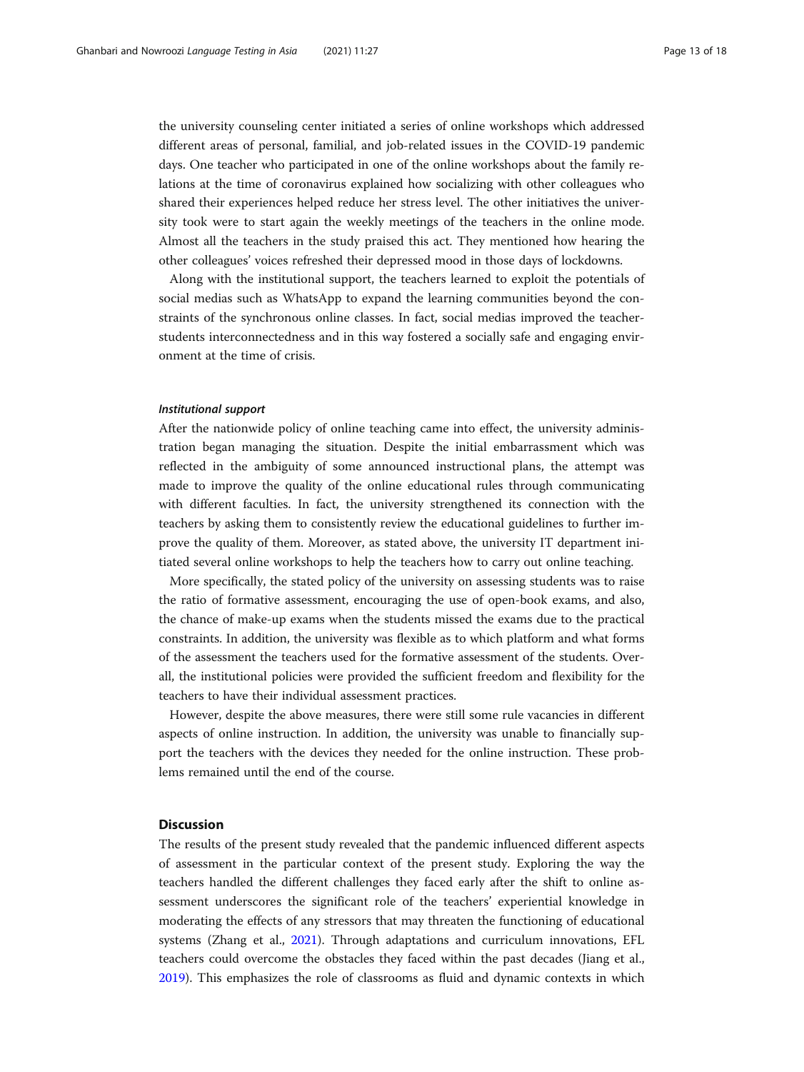the university counseling center initiated a series of online workshops which addressed different areas of personal, familial, and job-related issues in the COVID-19 pandemic days. One teacher who participated in one of the online workshops about the family relations at the time of coronavirus explained how socializing with other colleagues who shared their experiences helped reduce her stress level. The other initiatives the university took were to start again the weekly meetings of the teachers in the online mode. Almost all the teachers in the study praised this act. They mentioned how hearing the other colleagues' voices refreshed their depressed mood in those days of lockdowns.

Along with the institutional support, the teachers learned to exploit the potentials of social medias such as WhatsApp to expand the learning communities beyond the constraints of the synchronous online classes. In fact, social medias improved the teacher-students interconnectedness and in this way fostered a socially safe and engaging environment at the time of crisis.

#### *Institutional support*

After the nationwide policy of online teaching came into effect, the university administration began managing the situation. Despite the initial embarrassment which was reflected in the ambiguity of some announced instructional plans, the attempt was made to improve the quality of the online educational rules through communicating with different faculties. In fact, the university strengthened its connection with the teachers by asking them to consistently review the educational guidelines to further improve the quality of them. Moreover, as stated above, the university IT department initiated several online workshops to help the teachers how to carry out online teaching.

More specifically, the stated policy of the university on assessing students was to raise the ratio of formative assessment, encouraging the use of open-book exams, and also, the chance of make-up exams when the students missed the exams due to the practical constraints. In addition, the university was flexible as to which platform and what forms of the assessment the teachers used for the formative assessment of the students. Overall, the institutional policies were provided the sufficient freedom and flexibility for the teachers to have their individual assessment practices.

However, despite the above measures, there were still some rule vacancies in different aspects of online instruction. In addition, the university was unable to financially support the teachers with the devices they needed for the online instruction. These problems remained until the end of the course.

## Discussion

The results of the present study revealed that the pandemic influenced different aspects of assessment in the particular context of the present study. Exploring the way the teachers handled the different challenges they faced early after the shift to online assessment underscores the significant role of the teachers' experiential knowledge in moderating the effects of any stressors that may threaten the functioning of educational systems (Zhang et al., 2021). Through adaptations and curriculum innovations, EFL teachers could overcome the obstacles they faced within the past decades (Jiang et al., 2019). This emphasizes the role of classrooms as fluid and dynamic contexts in which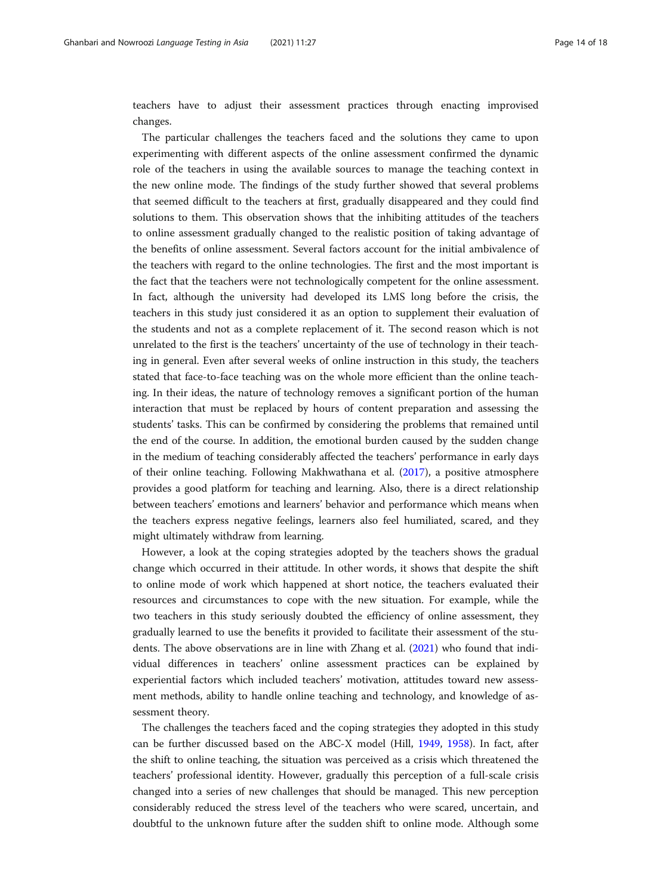teachers have to adjust their assessment practices through enacting improvised changes.

The particular challenges the teachers faced and the solutions they came to upon experimenting with different aspects of the online assessment confirmed the dynamic role of the teachers in using the available sources to manage the teaching context in the new online mode. The findings of the study further showed that several problems that seemed difficult to the teachers at first, gradually disappeared and they could find solutions to them. This observation shows that the inhibiting attitudes of the teachers to online assessment gradually changed to the realistic position of taking advantage of the benefits of online assessment. Several factors account for the initial ambivalence of the teachers with regard to the online technologies. The first and the most important is the fact that the teachers were not technologically competent for the online assessment. In fact, although the university had developed its LMS long before the crisis, the teachers in this study just considered it as an option to supplement their evaluation of the students and not as a complete replacement of it. The second reason which is not unrelated to the first is the teachers' uncertainty of the use of technology in their teaching in general. Even after several weeks of online instruction in this study, the teachers stated that face-to-face teaching was on the whole more efficient than the online teaching. In their ideas, the nature of technology removes a significant portion of the human interaction that must be replaced by hours of content preparation and assessing the students' tasks. This can be confirmed by considering the problems that remained until the end of the course. In addition, the emotional burden caused by the sudden change in the medium of teaching considerably affected the teachers' performance in early days of their online teaching. Following Makhwathana et al. (2017), a positive atmosphere provides a good platform for teaching and learning. Also, there is a direct relationship between teachers' emotions and learners' behavior and performance which means when the teachers express negative feelings, learners also feel humiliated, scared, and they might ultimately withdraw from learning.

However, a look at the coping strategies adopted by the teachers shows the gradual change which occurred in their attitude. In other words, it shows that despite the shift to online mode of work which happened at short notice, the teachers evaluated their resources and circumstances to cope with the new situation. For example, while the two teachers in this study seriously doubted the efficiency of online assessment, they gradually learned to use the benefits it provided to facilitate their assessment of the students. The above observations are in line with Zhang et al. (2021) who found that individual differences in teachers' online assessment practices can be explained by experiential factors which included teachers' motivation, attitudes toward new assessment methods, ability to handle online teaching and technology, and knowledge of assessment theory.

The challenges the teachers faced and the coping strategies they adopted in this study can be further discussed based on the ABC-X model (Hill, 1949, 1958). In fact, after the shift to online teaching, the situation was perceived as a crisis which threatened the teachers' professional identity. However, gradually this perception of a full-scale crisis changed into a series of new challenges that should be managed. This new perception considerably reduced the stress level of the teachers who were scared, uncertain, and doubtful to the unknown future after the sudden shift to online mode. Although some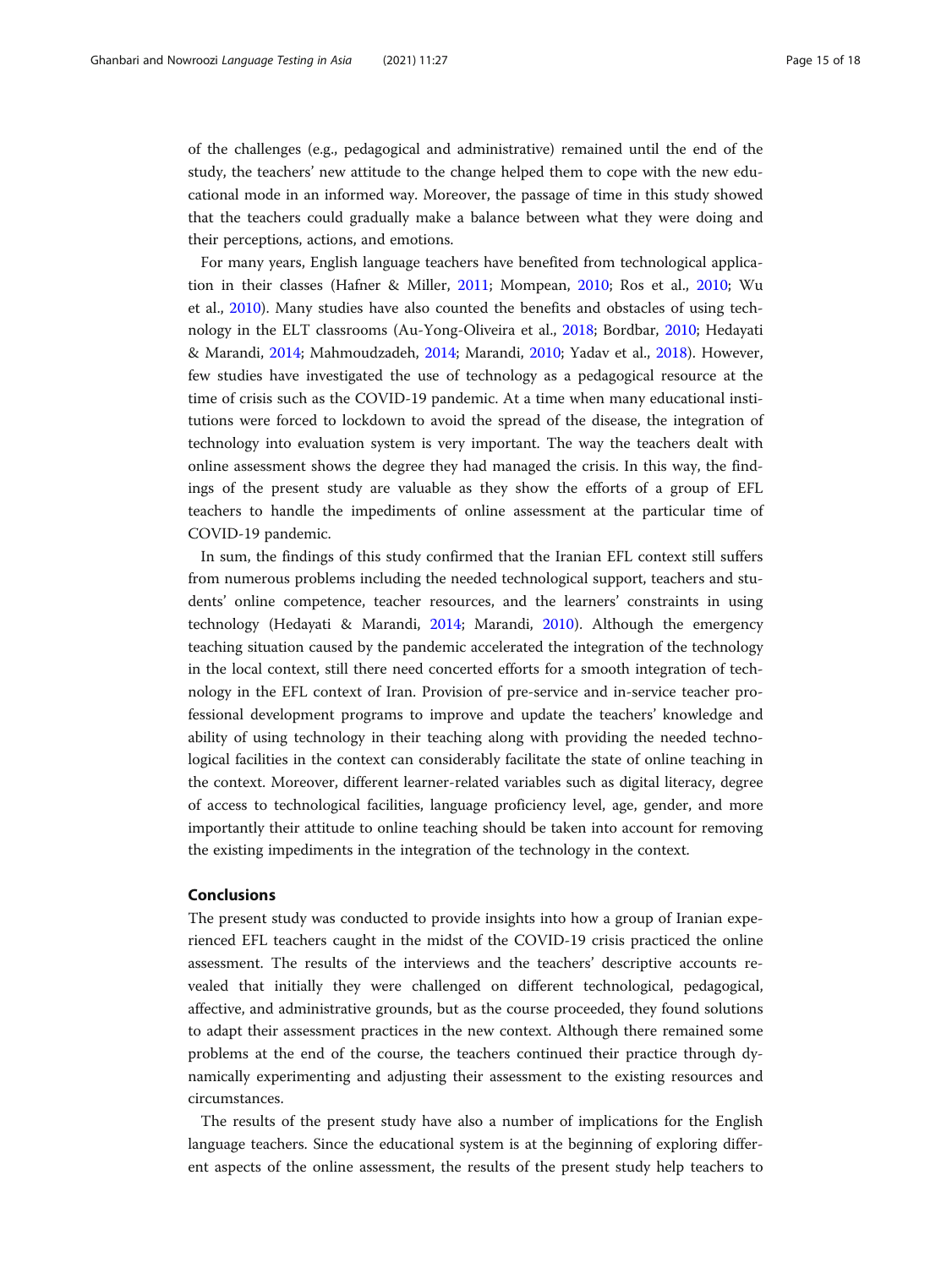of the challenges (e.g., pedagogical and administrative) remained until the end of the study, the teachers' new attitude to the change helped them to cope with the new educational mode in an informed way. Moreover, the passage of time in this study showed that the teachers could gradually make a balance between what they were doing and their perceptions, actions, and emotions.

For many years, English language teachers have benefited from technological application in their classes (Hafner & Miller, 2011; Mompean, 2010; Ros et al., 2010; Wu et al., 2010). Many studies have also counted the benefits and obstacles of using technology in the ELT classrooms (Au-Yong-Oliveira et al., 2018; Bordbar, 2010; Hedayati & Marandi, 2014; Mahmoudzadeh, 2014; Marandi, 2010; Yadav et al., 2018). However, few studies have investigated the use of technology as a pedagogical resource at the time of crisis such as the COVID-19 pandemic. At a time when many educational institutions were forced to lockdown to avoid the spread of the disease, the integration of technology into evaluation system is very important. The way the teachers dealt with online assessment shows the degree they had managed the crisis. In this way, the findings of the present study are valuable as they show the efforts of a group of EFL teachers to handle the impediments of online assessment at the particular time of COVID-19 pandemic.

In sum, the findings of this study confirmed that the Iranian EFL context still suffers from numerous problems including the needed technological support, teachers and students' online competence, teacher resources, and the learners' constraints in using technology (Hedayati & Marandi, 2014; Marandi, 2010). Although the emergency teaching situation caused by the pandemic accelerated the integration of the technology in the local context, still there need concerted efforts for a smooth integration of technology in the EFL context of Iran. Provision of pre-service and in-service teacher professional development programs to improve and update the teachers' knowledge and ability of using technology in their teaching along with providing the needed technological facilities in the context can considerably facilitate the state of online teaching in the context. Moreover, different learner-related variables such as digital literacy, degree of access to technological facilities, language proficiency level, age, gender, and more importantly their attitude to online teaching should be taken into account for removing the existing impediments in the integration of the technology in the context.

## Conclusions

The present study was conducted to provide insights into how a group of Iranian experienced EFL teachers caught in the midst of the COVID-19 crisis practiced the online assessment. The results of the interviews and the teachers' descriptive accounts revealed that initially they were challenged on different technological, pedagogical, affective, and administrative grounds, but as the course proceeded, they found solutions to adapt their assessment practices in the new context. Although there remained some problems at the end of the course, the teachers continued their practice through dynamically experimenting and adjusting their assessment to the existing resources and circumstances.

The results of the present study have also a number of implications for the English language teachers. Since the educational system is at the beginning of exploring different aspects of the online assessment, the results of the present study help teachers to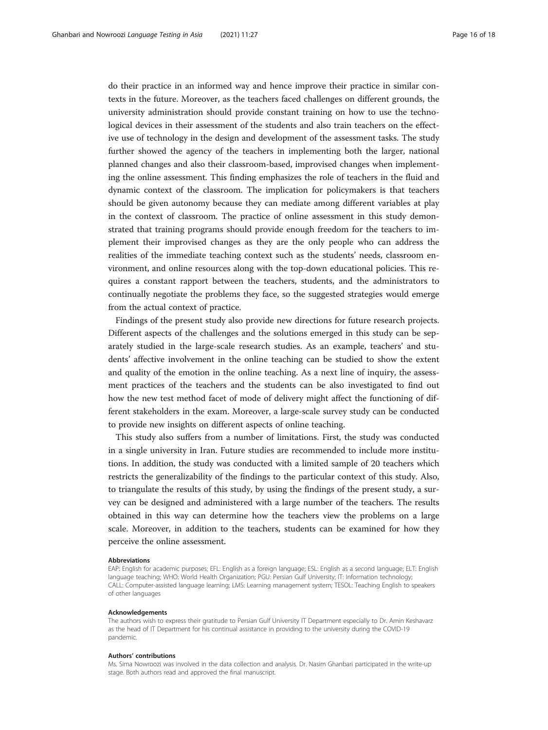do their practice in an informed way and hence improve their practice in similar contexts in the future. Moreover, as the teachers faced challenges on different grounds, the university administration should provide constant training on how to use the technological devices in their assessment of the students and also train teachers on the effective use of technology in the design and development of the assessment tasks. The study further showed the agency of the teachers in implementing both the larger, national planned changes and also their classroom-based, improvised changes when implementing the online assessment. This finding emphasizes the role of teachers in the fluid and dynamic context of the classroom. The implication for policymakers is that teachers should be given autonomy because they can mediate among different variables at play in the context of classroom. The practice of online assessment in this study demonstrated that training programs should provide enough freedom for the teachers to implement their improvised changes as they are the only people who can address the realities of the immediate teaching context such as the students' needs, classroom environment, and online resources along with the top-down educational policies. This requires a constant rapport between the teachers, students, and the administrators to continually negotiate the problems they face, so the suggested strategies would emerge from the actual context of practice.

Findings of the present study also provide new directions for future research projects. Different aspects of the challenges and the solutions emerged in this study can be separately studied in the large-scale research studies. As an example, teachers' and students' affective involvement in the online teaching can be studied to show the extent and quality of the emotion in the online teaching. As a next line of inquiry, the assessment practices of the teachers and the students can be also investigated to find out how the new test method facet of mode of delivery might affect the functioning of different stakeholders in the exam. Moreover, a large-scale survey study can be conducted to provide new insights on different aspects of online teaching.

This study also suffers from a number of limitations. First, the study was conducted in a single university in Iran. Future studies are recommended to include more institutions. In addition, the study was conducted with a limited sample of 20 teachers which restricts the generalizability of the findings to the particular context of this study. Also, to triangulate the results of this study, by using the findings of the present study, a survey can be designed and administered with a large number of the teachers. The results obtained in this way can determine how the teachers view the problems on a large scale. Moreover, in addition to the teachers, students can be examined for how they perceive the online assessment.

#### Abbreviations

EAP: English for academic purposes; EFL: English as a foreign language; ESL: English as a second language; ELT: English language teaching; WHO: World Health Organization; PGU: Persian Gulf University; IT: Information technology; CALL: Computer-assisted language learning; LMS: Learning management system; TESOL: Teaching English to speakers of other languages

#### Acknowledgements

The authors wish to express their gratitude to Persian Gulf University IT Department especially to Dr. Amin Keshavarz as the head of IT Department for his continual assistance in providing to the university during the COVID-19 pandemic.

#### Authors' contributions

Ms. Sima Nowroozi was involved in the data collection and analysis. Dr. Nasim Ghanbari participated in the write-up stage. Both authors read and approved the final manuscript.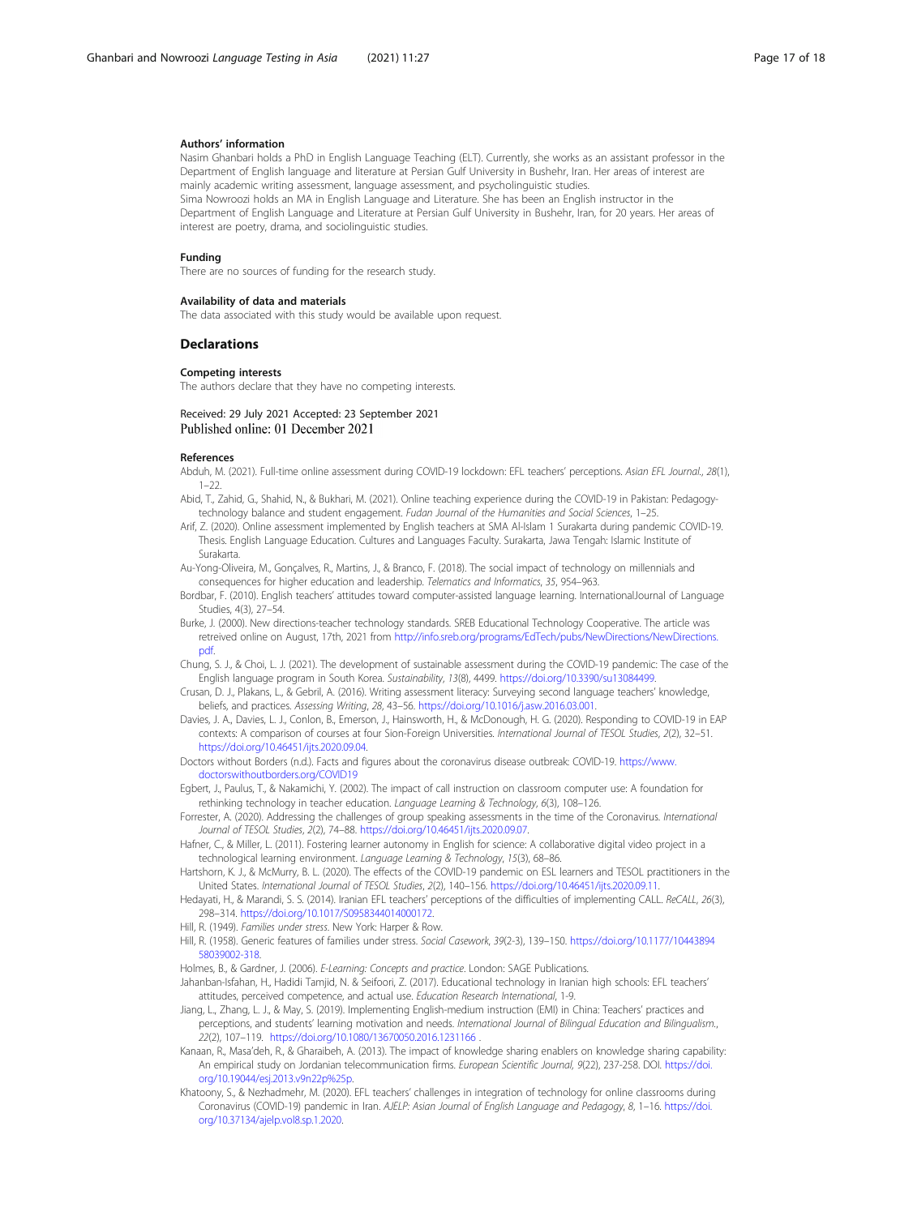### Authors' information

Nasim Ghanbari holds a PhD in English Language Teaching (ELT). Currently, she works as an assistant professor in the Department of English language and literature at Persian Gulf University in Bushehr, Iran. Her areas of interest are mainly academic writing assessment, language assessment, and psycholinguistic studies.
Sima Nowroozi holds an MA in English Language and Literature. She has been an English instructor in the Department of English Language and Literature at Persian Gulf University in Bushehr, Iran, for 20 years. Her areas of interest are poetry, drama, and sociolinguistic studies.

### Funding

There are no sources of funding for the research study.

### Availability of data and materials

The data associated with this study would be available upon request.

## Declarations

### Competing interests

The authors declare that they have no competing interests.

Received: 29 July 2021 Accepted: 23 September 2021
Published online: 01 December 2021

### References

Abduh, M. (2021). Full-time online assessment during COVID-19 lockdown: EFL teachers' perceptions. *Asian EFL Journal., 28*(1), 1–22.

Abid, T., Zahid, G., Shahid, N., & Bukhari, M. (2021). Online teaching experience during the COVID-19 in Pakistan: Pedagogy-technology balance and student engagement. *Fudan Journal of the Humanities and Social Sciences*, 1–25.

Arif, Z. (2020). Online assessment implemented by English teachers at SMA Al-Islam 1 Surakarta during pandemic COVID-19. Thesis. English Language Education. Cultures and Languages Faculty. Surakarta, Jawa Tengah: Islamic Institute of Surakarta.

Au-Yong-Oliveira, M., Gonçalves, R., Martins, J., & Branco, F. (2018). The social impact of technology on millennials and consequences for higher education and leadership. *Telematics and Informatics*, *35*, 954–963.

Bordbar, F. (2010). English teachers' attitudes toward computer-assisted language learning. InternationalJournal of Language Studies, 4(3), 27–54.

Burke, J. (2000). New directions-teacher technology standards. SREB Educational Technology Cooperative. The article was retreived online on August, 17th, 2021 from http://info.sreb.org/programs/EdTech/pubs/NewDirections/NewDirections.pdf.

Chung, S. J., & Choi, L. J. (2021). The development of sustainable assessment during the COVID-19 pandemic: The case of the English language program in South Korea. *Sustainability*, *13*(8), 4499. https://doi.org/10.3390/su13084499.

Crusan, D. J., Plakans, L., & Gebril, A. (2016). Writing assessment literacy: Surveying second language teachers' knowledge, beliefs, and practices. *Assessing Writing*, *28*, 43–56. https://doi.org/10.1016/j.asw.2016.03.001.

Davies, J. A., Davies, L. J., Conlon, B., Emerson, J., Hainsworth, H., & McDonough, H. G. (2020). Responding to COVID-19 in EAP contexts: A comparison of courses at four Sion-Foreign Universities. *International Journal of TESOL Studies*, *2*(2), 32–51. https://doi.org/10.46451/ijts.2020.09.04.

Doctors without Borders (n.d.). Facts and figures about the coronavirus disease outbreak: COVID-19. https://www.doctorswithoutborders.org/COVID19

Egbert, J., Paulus, T., & Nakamichi, Y. (2002). The impact of call instruction on classroom computer use: A foundation for rethinking technology in teacher education. *Language Learning & Technology*, *6*(3), 108–126.

Forrester, A. (2020). Addressing the challenges of group speaking assessments in the time of the Coronavirus. *International Journal of TESOL Studies*, *2*(2), 74–88. https://doi.org/10.46451/ijts.2020.09.07.

Hafner, C., & Miller, L. (2011). Fostering learner autonomy in English for science: A collaborative digital video project in a technological learning environment. *Language Learning & Technology*, *15*(3), 68–86.

Hartshorn, K. J., & McMurry, B. L. (2020). The effects of the COVID-19 pandemic on ESL learners and TESOL practitioners in the United States. *International Journal of TESOL Studies*, *2*(2), 140–156. https://doi.org/10.46451/ijts.2020.09.11.

Hedayati, H., & Marandi, S. S. (2014). Iranian EFL teachers' perceptions of the difficulties of implementing CALL. *ReCALL*, *26*(3), 298–314. https://doi.org/10.1017/S0958344014000172.

Hill, R. (1949). *Families under stress*. New York: Harper & Row.

Hill, R. (1958). Generic features of families under stress. *Social Casework*, *39*(2-3), 139–150. https://doi.org/10.1177/1044389458039002-318.

Holmes, B., & Gardner, J. (2006). *E-Learning: Concepts and practice*. London: SAGE Publications.

Jahanban-Isfahan, H., Hadidi Tamjid, N. & Seifoori, Z. (2017). Educational technology in Iranian high schools: EFL teachers' attitudes, perceived competence, and actual use. *Education Research International*, 1-9.

Jiang, L., Zhang, L. J., & May, S. (2019). Implementing English-medium instruction (EMI) in China: Teachers' practices and perceptions, and students' learning motivation and needs. *International Journal of Bilingual Education and Bilingualism.*, *22*(2), 107–119. https://doi.org/10.1080/13670050.2016.1231166 .

Kanaan, R., Masa'deh, R., & Gharaibeh, A. (2013). The impact of knowledge sharing enablers on knowledge sharing capability: An empirical study on Jordanian telecommunication firms. *European Scientific Journal, 9*(22), 237-258. DOI. https://doi.org/10.19044/esj.2013.v9n22p%25p.

Khatoony, S., & Nezhadmehr, M. (2020). EFL teachers' challenges in integration of technology for online classrooms during Coronavirus (COVID-19) pandemic in Iran. *AJELP: Asian Journal of English Language and Pedagogy*, *8*, 1–16. https://doi.org/10.37134/ajelp.vol8.sp.1.2020.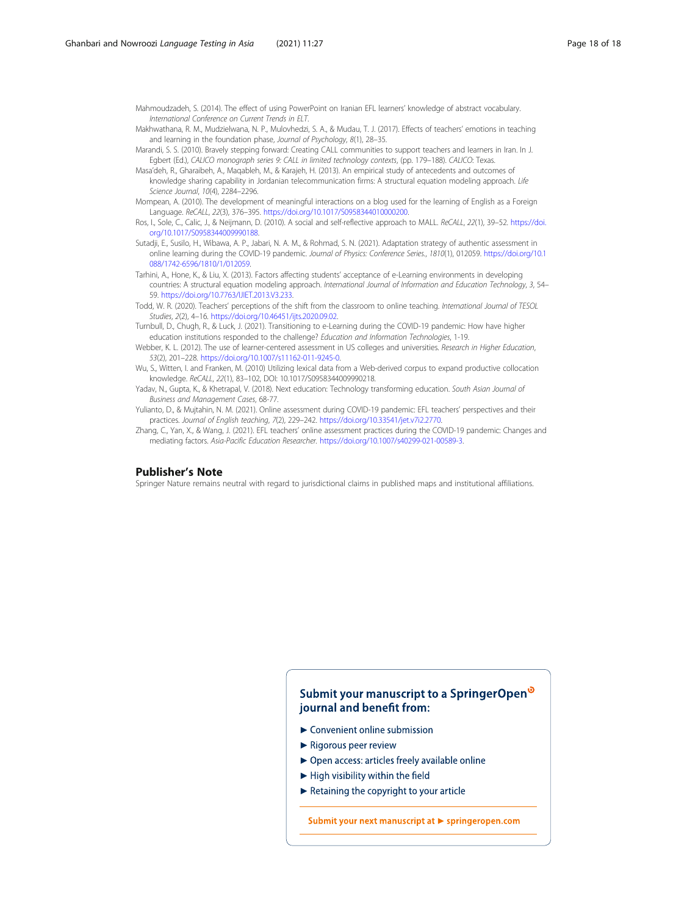Mahmoudzadeh, S. (2014). The effect of using PowerPoint on Iranian EFL learners' knowledge of abstract vocabulary. *International Conference on Current Trends in ELT*.

Makhwathana, R. M., Mudzielwana, N. P., Mulovhedzi, S. A., & Mudau, T. J. (2017). Effects of teachers' emotions in teaching and learning in the foundation phase, *Journal of Psychology*, *8*(1), 28–35.

Marandi, S. S. (2010). Bravely stepping forward: Creating CALL communities to support teachers and learners in Iran. In J. Egbert (Ed.), *CALICO monograph series 9: CALL in limited technology contexts*, (pp. 179–188). *CALICO*: Texas.

Masa'deh, R., Gharaibeh, A., Maqableh, M., & Karajeh, H. (2013). An empirical study of antecedents and outcomes of knowledge sharing capability in Jordanian telecommunication firms: A structural equation modeling approach. *Life Science Journal*, *10*(4), 2284–2296.

Mompean, A. (2010). The development of meaningful interactions on a blog used for the learning of English as a Foreign Language. *ReCALL*, *22*(3), 376–395. https://doi.org/10.1017/S0958344010000200.

Ros, I., Sole, C., Calic, J., & Neijmann, D. (2010). A social and self-reflective approach to MALL. *ReCALL*, *22*(1), 39–52. https://doi.org/10.1017/S0958344009990188.

Sutadji, E., Susilo, H., Wibawa, A. P., Jabari, N. A. M., & Rohmad, S. N. (2021). Adaptation strategy of authentic assessment in online learning during the COVID-19 pandemic. *Journal of Physics: Conference Series*., *1810*(1), 012059. https://doi.org/10.1088/1742-6596/1810/1/012059.

Tarhini, A., Hone, K., & Liu, X. (2013). Factors affecting students' acceptance of e-Learning environments in developing countries: A structural equation modeling approach. *International Journal of Information and Education Technology*, *3*, 54–59. https://doi.org/10.7763/IJIET.2013.V3.233.

Todd, W. R. (2020). Teachers' perceptions of the shift from the classroom to online teaching. *International Journal of TESOL Studies*, *2*(2), 4–16. https://doi.org/10.46451/ijts.2020.09.02.

Turnbull, D., Chugh, R., & Luck, J. (2021). Transitioning to e-Learning during the COVID-19 pandemic: How have higher education institutions responded to the challenge? *Education and Information Technologies*, 1-19.

Webber, K. L. (2012). The use of learner-centered assessment in US colleges and universities. *Research in Higher Education*, *53*(2), 201–228. https://doi.org/10.1007/s11162-011-9245-0.

Wu, S., Witten, I. and Franken, M. (2010) Utilizing lexical data from a Web-derived corpus to expand productive collocation knowledge. *ReCALL*, *22*(1), 83–102, DOI: 10.1017/S0958344009990218.

Yadav, N., Gupta, K., & Khetrapal, V. (2018). Next education: Technology transforming education. *South Asian Journal of Business and Management Cases*, 68-77.

Yulianto, D., & Mujtahin, N. M. (2021). Online assessment during COVID-19 pandemic: EFL teachers' perspectives and their practices. *Journal of English teaching*, *7*(2), 229–242. https://doi.org/10.33541/jet.v7i2.2770.

Zhang, C., Yan, X., & Wang, J. (2021). EFL teachers' online assessment practices during the COVID-19 pandemic: Changes and mediating factors. *Asia-Pacific Education Researcher*. https://doi.org/10.1007/s40299-021-00589-3.

## Publisher's Note

Springer Nature remains neutral with regard to jurisdictional claims in published maps and institutional affiliations.

**Submit your manuscript to a SpringerOpen journal and benefit from:**

- ▶ Convenient online submission
- ▶ Rigorous peer review
- ▶ Open access: articles freely available online
- ▶ High visibility within the field
- ▶ Retaining the copyright to your article

**Submit your next manuscript at ▶ springeropen.com**